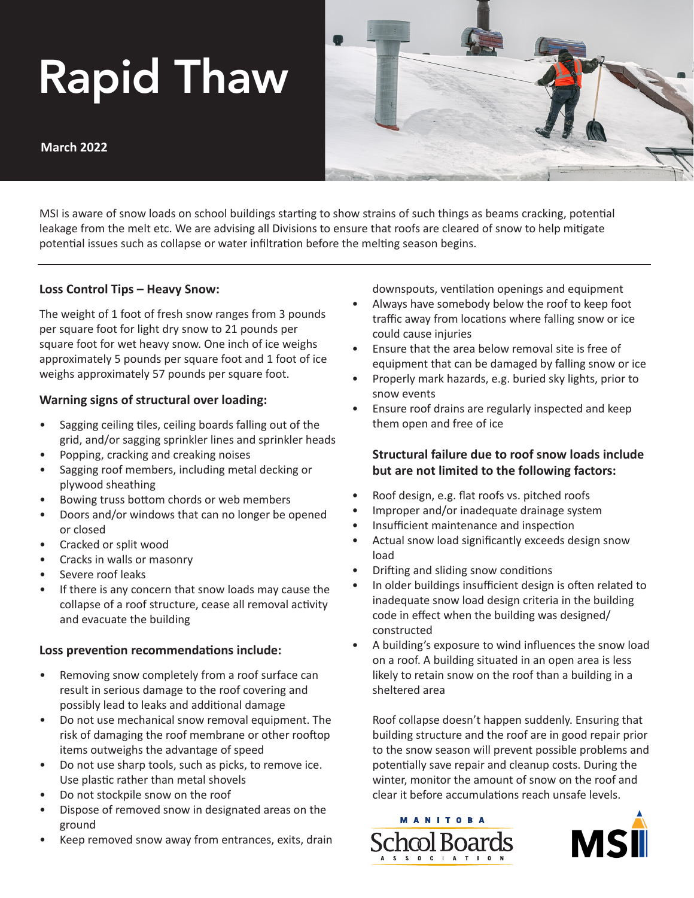# Rapid Thaw

**March 2022**

MSI is aware of snow loads on school buildings starting to show strains of such things as beams cracking, potential leakage from the melt etc. We are advising all Divisions to ensure that roofs are cleared of snow to help mitigate potential issues such as collapse or water infiltration before the melting season begins.

---

### Loss Control Tips – Heavy Snow:

The weight of 1 foot of fresh snow ranges from 3 pounds per square foot for light dry snow to 21 pounds per square foot for wet heavy snow. One inch of ice weighs approximately 5 pounds per square foot and 1 foot of ice weighs approximately 57 pounds per square foot.

### Warning signs of structural over loading:

- Sagging ceiling tiles, ceiling boards falling out of the grid, and/or sagging sprinkler lines and sprinkler heads
- Popping, cracking and creaking noises
- Sagging roof members, including metal decking or plywood sheathing
- Bowing truss bottom chords or web members
- Doors and/or windows that can no longer be opened or closed
- Cracked or split wood
- Cracks in walls or masonry
- Severe roof leaks
- If there is any concern that snow loads may cause the collapse of a roof structure, cease all removal activity and evacuate the building

### Loss prevention recommendations include:

- Removing snow completely from a roof surface can result in serious damage to the roof covering and possibly lead to leaks and additional damage
- Do not use mechanical snow removal equipment. The risk of damaging the roof membrane or other rooftop items outweighs the advantage of speed
- Do not use sharp tools, such as picks, to remove ice. Use plastic rather than metal shovels
- Do not stockpile snow on the roof
- Dispose of removed snow in designated areas on the ground
- Keep removed snow away from entrances, exits, drain downspouts, ventilation openings and equipment
- Always have somebody below the roof to keep foot traffic away from locations where falling snow or ice could cause injuries
- Ensure that the area below removal site is free of equipment that can be damaged by falling snow or ice
- Properly mark hazards, e.g. buried sky lights, prior to snow events
- Ensure roof drains are regularly inspected and keep them open and free of ice

### Structural failure due to roof snow loads include but are not limited to the following factors:

- Roof design, e.g. flat roofs vs. pitched roofs
- Improper and/or inadequate drainage system
- Insufficient maintenance and inspection
- Actual snow load significantly exceeds design snow load
- Drifting and sliding snow conditions
- In older buildings insufficient design is often related to inadequate snow load design criteria in the building code in effect when the building was designed/constructed
- A building's exposure to wind influences the snow load on a roof. A building situated in an open area is less likely to retain snow on the roof than a building in a sheltered area

Roof collapse doesn't happen suddenly. Ensuring that building structure and the roof are in good repair prior to the snow season will prevent possible problems and potentially save repair and cleanup costs. During the winter, monitor the amount of snow on the roof and clear it before accumulations reach unsafe levels.

MANITOBA School Boards ASSOCIATION

MSI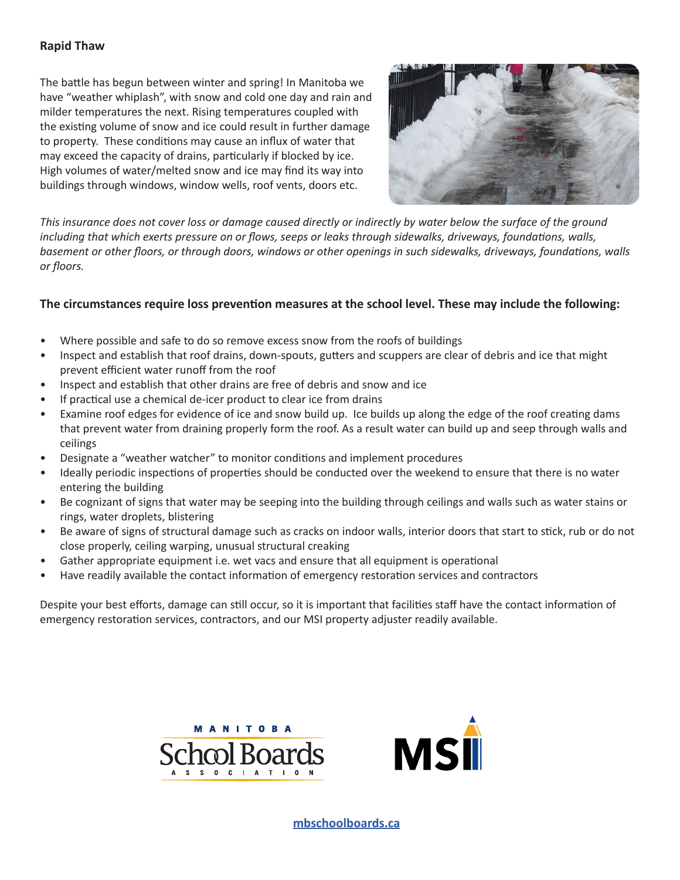**Rapid Thaw**

The battle has begun between winter and spring! In Manitoba we have "weather whiplash", with snow and cold one day and rain and milder temperatures the next. Rising temperatures coupled with the existing volume of snow and ice could result in further damage to property. These conditions may cause an influx of water that may exceed the capacity of drains, particularly if blocked by ice. High volumes of water/melted snow and ice may find its way into buildings through windows, window wells, roof vents, doors etc.

*This insurance does not cover loss or damage caused directly or indirectly by water below the surface of the ground including that which exerts pressure on or flows, seeps or leaks through sidewalks, driveways, foundations, walls, basement or other floors, or through doors, windows or other openings in such sidewalks, driveways, foundations, walls or floors.*

**The circumstances require loss prevention measures at the school level. These may include the following:**

- Where possible and safe to do so remove excess snow from the roofs of buildings
- Inspect and establish that roof drains, down-spouts, gutters and scuppers are clear of debris and ice that might prevent efficient water runoff from the roof
- Inspect and establish that other drains are free of debris and snow and ice
- If practical use a chemical de-icer product to clear ice from drains
- Examine roof edges for evidence of ice and snow build up. Ice builds up along the edge of the roof creating dams that prevent water from draining properly form the roof. As a result water can build up and seep through walls and ceilings
- Designate a "weather watcher" to monitor conditions and implement procedures
- Ideally periodic inspections of properties should be conducted over the weekend to ensure that there is no water entering the building
- Be cognizant of signs that water may be seeping into the building through ceilings and walls such as water stains or rings, water droplets, blistering
- Be aware of signs of structural damage such as cracks on indoor walls, interior doors that start to stick, rub or do not close properly, ceiling warping, unusual structural creaking
- Gather appropriate equipment i.e. wet vacs and ensure that all equipment is operational
- Have readily available the contact information of emergency restoration services and contractors

Despite your best efforts, damage can still occur, so it is important that facilities staff have the contact information of emergency restoration services, contractors, and our MSI property adjuster readily available.

MANITOBA School Boards ASSOCIATION

MSI

mbschoolboards.ca